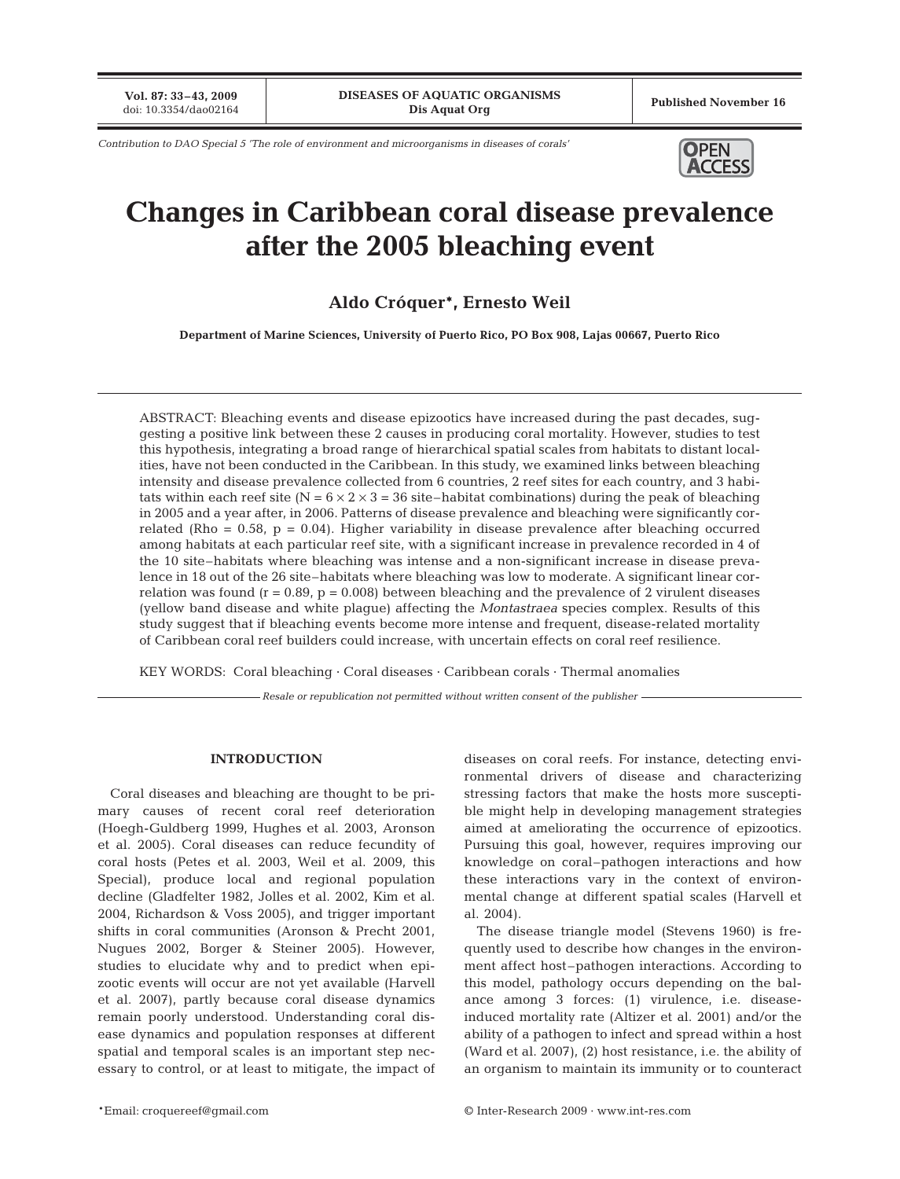*Contribution to DAO Special 5 'The role of environment and microorganisms in diseases of corals'*

# Changes in Caribbean coral disease prevalence after the 2005 bleaching event

**Aldo Cróquer\*, Ernesto Weil**

**Department of Marine Sciences, University of Puerto Rico, PO Box 908, Lajas 00667, Puerto Rico**

ABSTRACT: Bleaching events and disease epizootics have increased during the past decades, suggesting a positive link between these 2 causes in producing coral mortality. However, studies to test this hypothesis, integrating a broad range of hierarchical spatial scales from habitats to distant localities, have not been conducted in the Caribbean. In this study, we examined links between bleaching intensity and disease prevalence collected from 6 countries, 2 reef sites for each country, and 3 habitats within each reef site ($N = 6 \times 2 \times 3 = 36$ site–habitat combinations) during the peak of bleaching in 2005 and a year after, in 2006. Patterns of disease prevalence and bleaching were significantly correlated (Rho = 0.58, $p = 0.04$). Higher variability in disease prevalence after bleaching occurred among habitats at each particular reef site, with a significant increase in prevalence recorded in 4 of the 10 site–habitats where bleaching was intense and a non-significant increase in disease prevalence in 18 out of the 26 site–habitats where bleaching was low to moderate. A significant linear correlation was found ($r = 0.89$, $p = 0.008$) between bleaching and the prevalence of 2 virulent diseases (yellow band disease and white plague) affecting the *Montastraea* species complex. Results of this study suggest that if bleaching events become more intense and frequent, disease-related mortality of Caribbean coral reef builders could increase, with uncertain effects on coral reef resilience.

KEY WORDS: Coral bleaching · Coral diseases · Caribbean corals · Thermal anomalies

*Resale or republication not permitted without written consent of the publisher*

## INTRODUCTION

Coral diseases and bleaching are thought to be primary causes of recent coral reef deterioration (Hoegh-Guldberg 1999, Hughes et al. 2003, Aronson et al. 2005). Coral diseases can reduce fecundity of coral hosts (Petes et al. 2003, Weil et al. 2009, this Special), produce local and regional population decline (Gladfelter 1982, Jolles et al. 2002, Kim et al. 2004, Richardson & Voss 2005), and trigger important shifts in coral communities (Aronson & Precht 2001, Nugues 2002, Borger & Steiner 2005). However, studies to elucidate why and to predict when epizootic events will occur are not yet available (Harvell et al. 2007), partly because coral disease dynamics remain poorly understood. Understanding coral disease dynamics and population responses at different spatial and temporal scales is an important step necessary to control, or at least to mitigate, the impact of diseases on coral reefs. For instance, detecting environmental drivers of disease and characterizing stressing factors that make the hosts more susceptible might help in developing management strategies aimed at ameliorating the occurrence of epizootics. Pursuing this goal, however, requires improving our knowledge on coral–pathogen interactions and how these interactions vary in the context of environmental change at different spatial scales (Harvell et al. 2004).

The disease triangle model (Stevens 1960) is frequently used to describe how changes in the environment affect host–pathogen interactions. According to this model, pathology occurs depending on the balance among 3 forces: (1) virulence, i.e. disease-induced mortality rate (Altizer et al. 2001) and/or the ability of a pathogen to infect and spread within a host (Ward et al. 2007), (2) host resistance, i.e. the ability of an organism to maintain its immunity or to counteract

\*Email: croquereef@gmail.com

© Inter-Research 2009 · www.int-res.com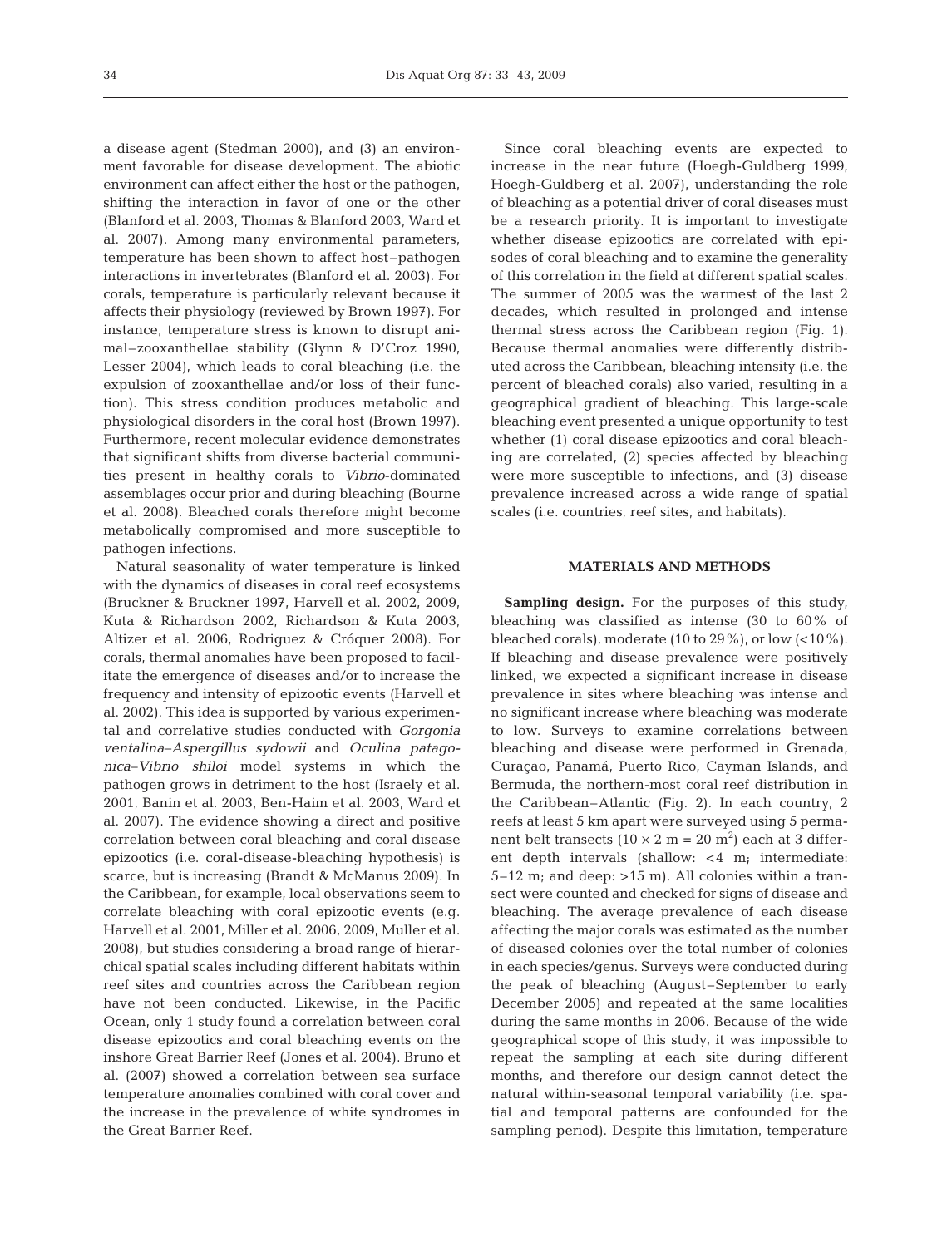a disease agent (Stedman 2000), and (3) an environment favorable for disease development. The abiotic environment can affect either the host or the pathogen, shifting the interaction in favor of one or the other (Blanford et al. 2003, Thomas & Blanford 2003, Ward et al. 2007). Among many environmental parameters, temperature has been shown to affect host–pathogen interactions in invertebrates (Blanford et al. 2003). For corals, temperature is particularly relevant because it affects their physiology (reviewed by Brown 1997). For instance, temperature stress is known to disrupt animal–zooxanthellae stability (Glynn & D'Croz 1990, Lesser 2004), which leads to coral bleaching (i.e. the expulsion of zooxanthellae and/or loss of their function). This stress condition produces metabolic and physiological disorders in the coral host (Brown 1997). Furthermore, recent molecular evidence demonstrates that significant shifts from diverse bacterial communities present in healthy corals to *Vibrio*-dominated assemblages occur prior and during bleaching (Bourne et al. 2008). Bleached corals therefore might become metabolically compromised and more susceptible to pathogen infections.

Natural seasonality of water temperature is linked with the dynamics of diseases in coral reef ecosystems (Bruckner & Bruckner 1997, Harvell et al. 2002, 2009, Kuta & Richardson 2002, Richardson & Kuta 2003, Altizer et al. 2006, Rodriguez & Cróquer 2008). For corals, thermal anomalies have been proposed to facilitate the emergence of diseases and/or to increase the frequency and intensity of epizootic events (Harvell et al. 2002). This idea is supported by various experimental and correlative studies conducted with *Gorgonia ventalina*–*Aspergillus sydowii* and *Oculina patagonica*–*Vibrio shiloi* model systems in which the pathogen grows in detriment to the host (Israely et al. 2001, Banin et al. 2003, Ben-Haim et al. 2003, Ward et al. 2007). The evidence showing a direct and positive correlation between coral bleaching and coral disease epizootics (i.e. coral-disease-bleaching hypothesis) is scarce, but is increasing (Brandt & McManus 2009). In the Caribbean, for example, local observations seem to correlate bleaching with coral epizootic events (e.g. Harvell et al. 2001, Miller et al. 2006, 2009, Muller et al. 2008), but studies considering a broad range of hierarchical spatial scales including different habitats within reef sites and countries across the Caribbean region have not been conducted. Likewise, in the Pacific Ocean, only 1 study found a correlation between coral disease epizootics and coral bleaching events on the inshore Great Barrier Reef (Jones et al. 2004). Bruno et al. (2007) showed a correlation between sea surface temperature anomalies combined with coral cover and the increase in the prevalence of white syndromes in the Great Barrier Reef.

Since coral bleaching events are expected to increase in the near future (Hoegh-Guldberg 1999, Hoegh-Guldberg et al. 2007), understanding the role of bleaching as a potential driver of coral diseases must be a research priority. It is important to investigate whether disease epizootics are correlated with episodes of coral bleaching and to examine the generality of this correlation in the field at different spatial scales. The summer of 2005 was the warmest of the last 2 decades, which resulted in prolonged and intense thermal stress across the Caribbean region (Fig. 1). Because thermal anomalies were differently distributed across the Caribbean, bleaching intensity (i.e. the percent of bleached corals) also varied, resulting in a geographical gradient of bleaching. This large-scale bleaching event presented a unique opportunity to test whether (1) coral disease epizootics and coral bleaching are correlated, (2) species affected by bleaching were more susceptible to infections, and (3) disease prevalence increased across a wide range of spatial scales (i.e. countries, reef sites, and habitats).

## MATERIALS AND METHODS

**Sampling design.** For the purposes of this study, bleaching was classified as intense (30 to 60% of bleached corals), moderate (10 to 29%), or low (<10%). If bleaching and disease prevalence were positively linked, we expected a significant increase in disease prevalence in sites where bleaching was intense and no significant increase where bleaching was moderate to low. Surveys to examine correlations between bleaching and disease were performed in Grenada, Curaçao, Panamá, Puerto Rico, Cayman Islands, and Bermuda, the northern-most coral reef distribution in the Caribbean–Atlantic (Fig. 2). In each country, 2 reefs at least 5 km apart were surveyed using 5 permanent belt transects ($10 \times 2$ m = 20 m$^2$) each at 3 different depth intervals (shallow: <4 m; intermediate: 5–12 m; and deep: >15 m). All colonies within a transect were counted and checked for signs of disease and bleaching. The average prevalence of each disease affecting the major corals was estimated as the number of diseased colonies over the total number of colonies in each species/genus. Surveys were conducted during the peak of bleaching (August–September to early December 2005) and repeated at the same localities during the same months in 2006. Because of the wide geographical scope of this study, it was impossible to repeat the sampling at each site during different months, and therefore our design cannot detect the natural within-seasonal temporal variability (i.e. spatial and temporal patterns are confounded for the sampling period). Despite this limitation, temperature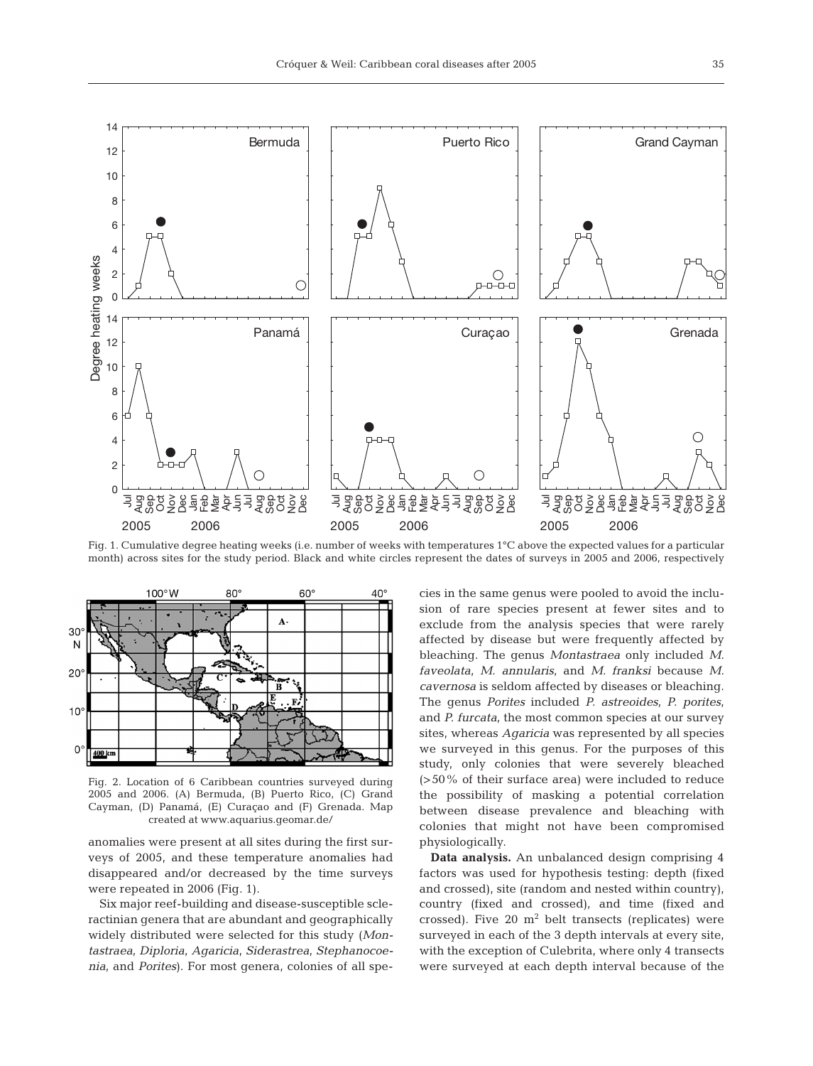Fig. 1. Cumulative degree heating weeks (i.e. number of weeks with temperatures 1°C above the expected values for a particular month) across sites for the study period. Black and white circles represent the dates of surveys in 2005 and 2006, respectively

Fig. 2. Location of 6 Caribbean countries surveyed during 2005 and 2006. (A) Bermuda, (B) Puerto Rico, (C) Grand Cayman, (D) Panamá, (E) Curaçao and (F) Grenada. Map created at www.aquarius.geomar.de/

anomalies were present at all sites during the first surveys of 2005, and these temperature anomalies had disappeared and/or decreased by the time surveys were repeated in 2006 (Fig. 1).

Six major reef-building and disease-susceptible scleractinian genera that are abundant and geographically widely distributed were selected for this study (*Montastraea*, *Diploria*, *Agaricia*, *Siderastrea*, *Stephanocoenia*, and *Porites*). For most genera, colonies of all species in the same genus were pooled to avoid the inclusion of rare species present at fewer sites and to exclude from the analysis species that were rarely affected by disease but were frequently affected by bleaching. The genus *Montastraea* only included *M. faveolata*, *M. annularis*, and *M. franksi* because *M. cavernosa* is seldom affected by diseases or bleaching. The genus *Porites* included *P. astreoides*, *P. porites*, and *P. furcata*, the most common species at our survey sites, whereas *Agaricia* was represented by all species we surveyed in this genus. For the purposes of this study, only colonies that were severely bleached (>50% of their surface area) were included to reduce the possibility of masking a potential correlation between disease prevalence and bleaching with colonies that might not have been compromised physiologically.

**Data analysis.** An unbalanced design comprising 4 factors was used for hypothesis testing: depth (fixed and crossed), site (random and nested within country), country (fixed and crossed), and time (fixed and crossed). Five 20 $m^2$ belt transects (replicates) were surveyed in each of the 3 depth intervals at every site, with the exception of Culebrita, where only 4 transects were surveyed at each depth interval because of the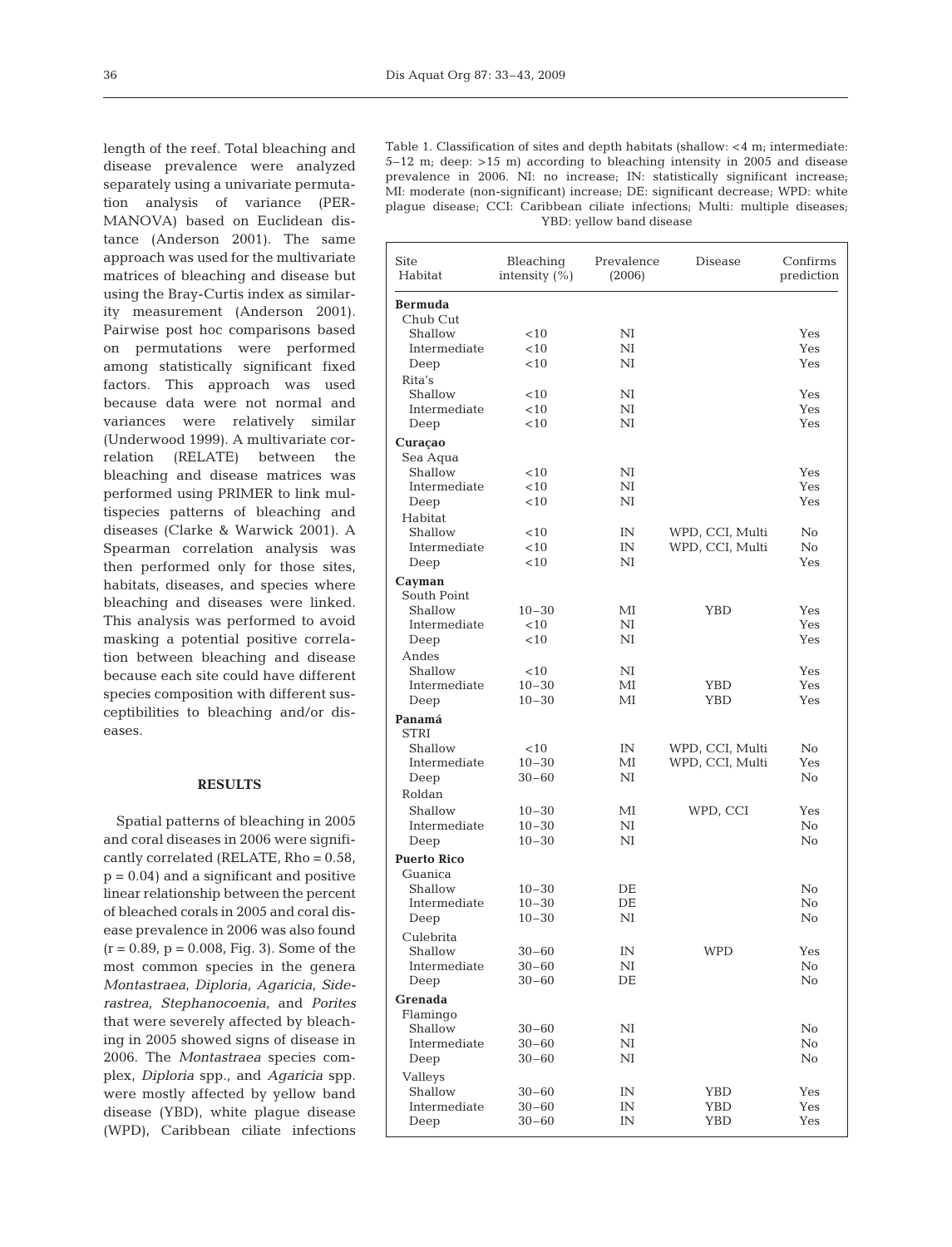length of the reef. Total bleaching and disease prevalence were analyzed separately using a univariate permutation analysis of variance (PERMANOVA) based on Euclidean distance (Anderson 2001). The same approach was used for the multivariate matrices of bleaching and disease but using the Bray-Curtis index as similarity measurement (Anderson 2001). Pairwise post hoc comparisons based on permutations were performed among statistically significant fixed factors. This approach was used because data were not normal and variances were relatively similar (Underwood 1999). A multivariate correlation (RELATE) between the bleaching and disease matrices was performed using PRIMER to link multispecies patterns of bleaching and diseases (Clarke & Warwick 2001). A Spearman correlation analysis was then performed only for those sites, habitats, diseases, and species where bleaching and diseases were linked. This analysis was performed to avoid masking a potential positive correlation between bleaching and disease because each site could have different species composition with different susceptibilities to bleaching and/or diseases.

## RESULTS

Spatial patterns of bleaching in 2005 and coral diseases in 2006 were significantly correlated (RELATE, Rho = 0.58, $p = 0.04$) and a significant and positive linear relationship between the percent of bleached corals in 2005 and coral disease prevalence in 2006 was also found ($r = 0.89$, $p = 0.008$, Fig. 3). Some of the most common species in the genera *Montastraea*, *Diploria*, *Agaricia*, *Siderastrea*, *Stephanocoenia*, and *Porites* that were severely affected by bleaching in 2005 showed signs of disease in 2006. The *Montastraea* species complex, *Diploria* spp., and *Agaricia* spp. were mostly affected by yellow band disease (YBD), white plague disease (WPD), Caribbean ciliate infections

Table 1. Classification of sites and depth habitats (shallow: <4 m; intermediate: 5–12 m; deep: >15 m) according to bleaching intensity in 2005 and disease prevalence in 2006. NI: no increase; IN: statistically significant increase; MI: moderate (non-significant) increase; DE: significant decrease; WPD: white plague disease; CCI: Caribbean ciliate infections; Multi: multiple diseases; YBD: yellow band disease

| Site<br>Habitat | Bleaching intensity (%) | Prevalence (2006) | Disease | Confirms prediction |
|---|---|---|---|---|
| **Bermuda** | | | | |
| Chub Cut | | | | |
| Shallow | <10 | NI | | Yes |
| Intermediate | <10 | NI | | Yes |
| Deep | <10 | NI | | Yes |
| Rita's | | | | |
| Shallow | <10 | NI | | Yes |
| Intermediate | <10 | NI | | Yes |
| Deep | <10 | NI | | Yes |
| **Curaçao** | | | | |
| Sea Aqua | | | | |
| Shallow | <10 | NI | | Yes |
| Intermediate | <10 | NI | | Yes |
| Deep | <10 | NI | | Yes |
| Habitat | | | | |
| Shallow | <10 | IN | WPD, CCI, Multi | No |
| Intermediate | <10 | IN | WPD, CCI, Multi | No |
| Deep | <10 | NI | | Yes |
| **Cayman** | | | | |
| South Point | | | | |
| Shallow | 10–30 | MI | YBD | Yes |
| Intermediate | <10 | NI | | Yes |
| Deep | <10 | NI | | Yes |
| Andes | | | | |
| Shallow | <10 | NI | | Yes |
| Intermediate | 10–30 | MI | YBD | Yes |
| Deep | 10–30 | MI | YBD | Yes |
| **Panamá** | | | | |
| STRI | | | | |
| Shallow | <10 | IN | WPD, CCI, Multi | No |
| Intermediate | 10–30 | MI | WPD, CCI, Multi | Yes |
| Deep | 30–60 | NI | | No |
| Roldan | | | | |
| Shallow | 10–30 | MI | WPD, CCI | Yes |
| Intermediate | 10–30 | NI | | No |
| Deep | 10–30 | NI | | No |
| **Puerto Rico** | | | | |
| Guanica | | | | |
| Shallow | 10–30 | DE | | No |
| Intermediate | 10–30 | DE | | No |
| Deep | 10–30 | NI | | No |
| Culebrita | | | | |
| Shallow | 30–60 | IN | WPD | Yes |
| Intermediate | 30–60 | NI | | No |
| Deep | 30–60 | DE | | No |
| **Grenada** | | | | |
| Flamingo | | | | |
| Shallow | 30–60 | NI | | No |
| Intermediate | 30–60 | NI | | No |
| Deep | 30–60 | NI | | No |
| Valleys | | | | |
| Shallow | 30–60 | IN | YBD | Yes |
| Intermediate | 30–60 | IN | YBD | Yes |
| Deep | 30–60 | IN | YBD | Yes |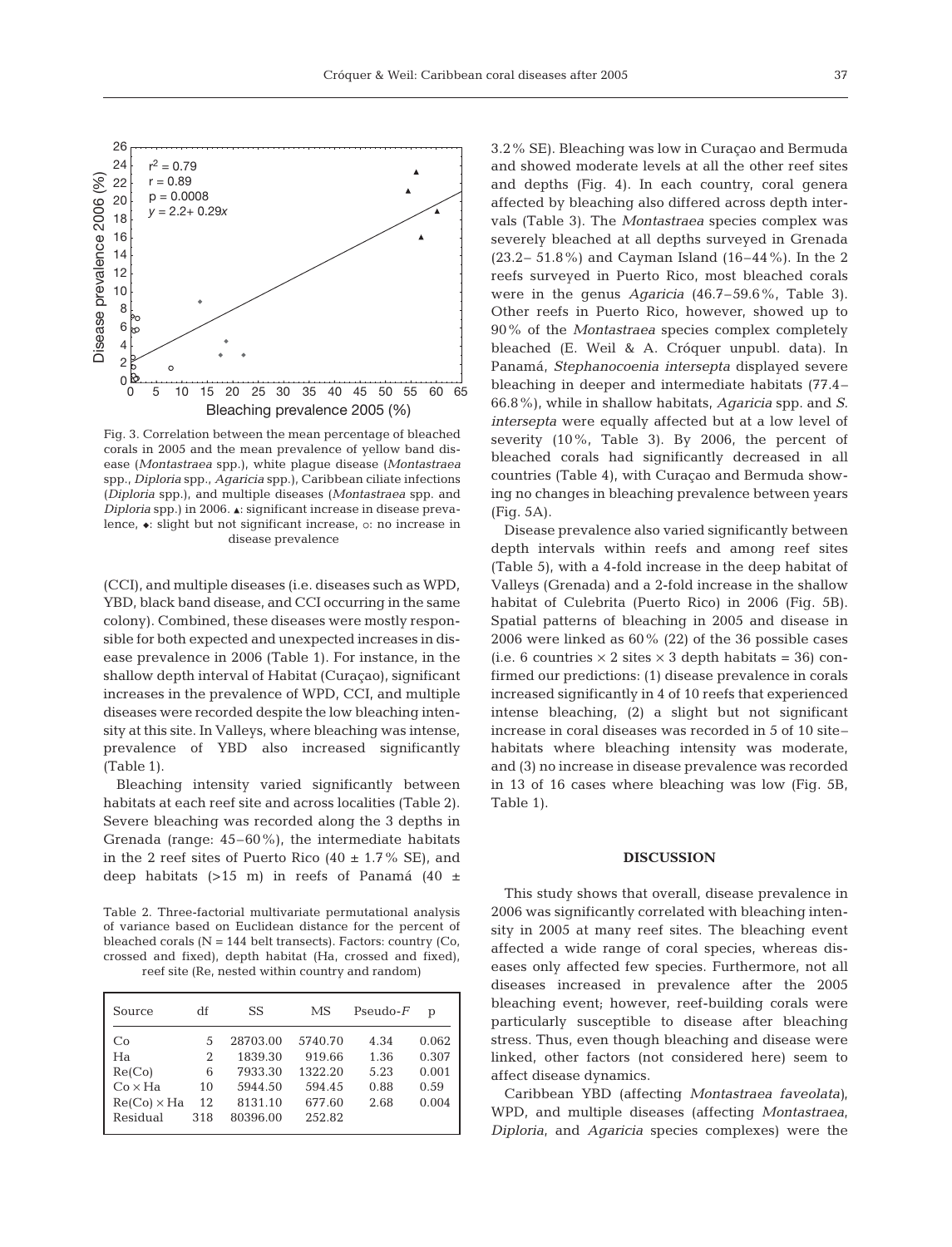Fig. 3. Correlation between the mean percentage of bleached corals in 2005 and the mean prevalence of yellow band disease (*Montastraea* spp.), white plague disease (*Montastraea* spp., *Diploria* spp., *Agaricia* spp.), Caribbean ciliate infections (*Diploria* spp.), and multiple diseases (*Montastraea* spp. and *Diploria* spp.) in 2006. ▲: significant increase in disease prevalence, ◆: slight but not significant increase, ○: no increase in disease prevalence

(CCI), and multiple diseases (i.e. diseases such as WPD, YBD, black band disease, and CCI occurring in the same colony). Combined, these diseases were mostly responsible for both expected and unexpected increases in disease prevalence in 2006 (Table 1). For instance, in the shallow depth interval of Habitat (Curaçao), significant increases in the prevalence of WPD, CCI, and multiple diseases were recorded despite the low bleaching intensity at this site. In Valleys, where bleaching was intense, prevalence of YBD also increased significantly (Table 1).

Bleaching intensity varied significantly between habitats at each reef site and across localities (Table 2). Severe bleaching was recorded along the 3 depths in Grenada (range: 45–60%), the intermediate habitats in the 2 reef sites of Puerto Rico (40 ± 1.7% SE), and deep habitats (>15 m) in reefs of Panamá (40 ± 3.2% SE). Bleaching was low in Curaçao and Bermuda and showed moderate levels at all the other reef sites and depths (Fig. 4). In each country, coral genera affected by bleaching also differed across depth intervals (Table 3). The *Montastraea* species complex was severely bleached at all depths surveyed in Grenada (23.2– 51.8%) and Cayman Island (16–44%). In the 2 reefs surveyed in Puerto Rico, most bleached corals were in the genus *Agaricia* (46.7–59.6%, Table 3). Other reefs in Puerto Rico, however, showed up to 90% of the *Montastraea* species complex completely bleached (E. Weil & A. Cróquer unpubl. data). In Panamá, *Stephanocoenia intersepta* displayed severe bleaching in deeper and intermediate habitats (77.4–66.8%), while in shallow habitats, *Agaricia* spp. and *S. intersepta* were equally affected but at a low level of severity (10%, Table 3). By 2006, the percent of bleached corals had significantly decreased in all countries (Table 4), with Curaçao and Bermuda showing no changes in bleaching prevalence between years (Fig. 5A).

Table 2. Three-factorial multivariate permutational analysis of variance based on Euclidean distance for the percent of bleached corals (N = 144 belt transects). Factors: country (Co, crossed and fixed), depth habitat (Ha, crossed and fixed), reef site (Re, nested within country and random)

| Source | df | SS | MS | Pseudo-$F$ | p |
|---|---|---|---|---|---|
| Co | 5 | 28703.00 | 5740.70 | 4.34 | 0.062 |
| Ha | 2 | 1839.30 | 919.66 | 1.36 | 0.307 |
| Re(Co) | 6 | 7933.30 | 1322.20 | 5.23 | 0.001 |
| Co × Ha | 10 | 5944.50 | 594.45 | 0.88 | 0.59 |
| Re(Co) × Ha | 12 | 8131.10 | 677.60 | 2.68 | 0.004 |
| Residual | 318 | 80396.00 | 252.82 | | |

Disease prevalence also varied significantly between depth intervals within reefs and among reef sites (Table 5), with a 4-fold increase in the deep habitat of Valleys (Grenada) and a 2-fold increase in the shallow habitat of Culebrita (Puerto Rico) in 2006 (Fig. 5B). Spatial patterns of bleaching in 2005 and disease in 2006 were linked as 60% (22) of the 36 possible cases (i.e. 6 countries × 2 sites × 3 depth habitats = 36) confirmed our predictions: (1) disease prevalence in corals increased significantly in 4 of 10 reefs that experienced intense bleaching, (2) a slight but not significant increase in coral diseases was recorded in 5 of 10 site–habitats where bleaching intensity was moderate, and (3) no increase in disease prevalence was recorded in 13 of 16 cases where bleaching was low (Fig. 5B, Table 1).

## DISCUSSION

This study shows that overall, disease prevalence in 2006 was significantly correlated with bleaching intensity in 2005 at many reef sites. The bleaching event affected a wide range of coral species, whereas diseases only affected few species. Furthermore, not all diseases increased in prevalence after the 2005 bleaching event; however, reef-building corals were particularly susceptible to disease after bleaching stress. Thus, even though bleaching and disease were linked, other factors (not considered here) seem to affect disease dynamics.

Caribbean YBD (affecting *Montastraea faveolata*), WPD, and multiple diseases (affecting *Montastraea*, *Diploria*, and *Agaricia* species complexes) were the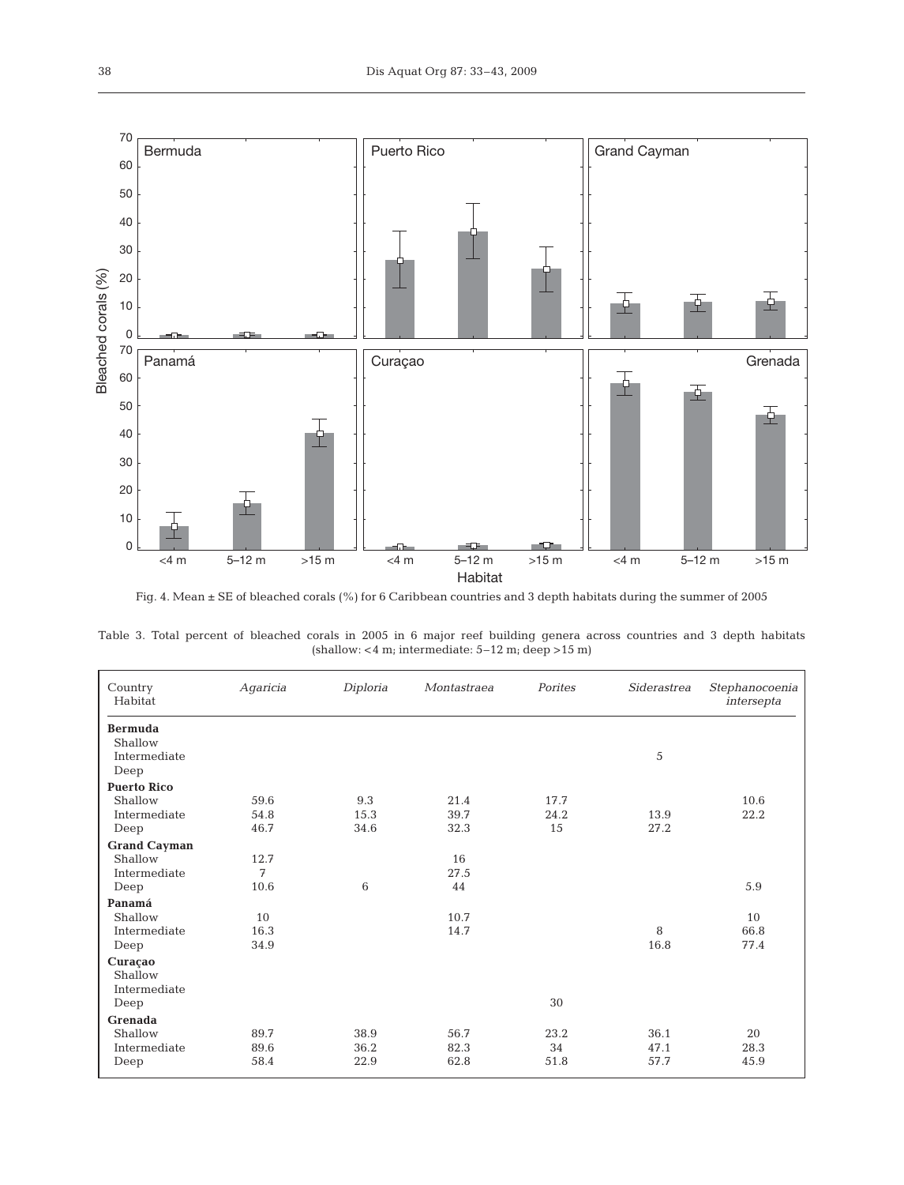Fig. 4. Mean ± SE of bleached corals (%) for 6 Caribbean countries and 3 depth habitats during the summer of 2005

Table 3. Total percent of bleached corals in 2005 in 6 major reef building genera across countries and 3 depth habitats (shallow: <4 m; intermediate: 5–12 m; deep >15 m)

| Country<br>Habitat | *Agaricia* | *Diploria* | *Montastraea* | *Porites* | *Siderastrea* | *Stephanocoenia intersepta* |
|---|---|---|---|---|---|---|
| **Bermuda** | | | | | | |
| Shallow | | | | | | |
| Intermediate | | | | | 5 | |
| Deep | | | | | | |
| **Puerto Rico** | | | | | | |
| Shallow | 59.6 | 9.3 | 21.4 | 17.7 | | 10.6 |
| Intermediate | 54.8 | 15.3 | 39.7 | 24.2 | 13.9 | 22.2 |
| Deep | 46.7 | 34.6 | 32.3 | 15 | 27.2 | |
| **Grand Cayman** | | | | | | |
| Shallow | 12.7 | | 16 | | | |
| Intermediate | 7 | | 27.5 | | | |
| Deep | 10.6 | 6 | 44 | | | 5.9 |
| **Panamá** | | | | | | |
| Shallow | 10 | | 10.7 | | | 10 |
| Intermediate | 16.3 | | 14.7 | | 8 | 66.8 |
| Deep | 34.9 | | | | 16.8 | 77.4 |
| **Curaçao** | | | | | | |
| Shallow | | | | | | |
| Intermediate | | | | | | |
| Deep | | | | 30 | | |
| **Grenada** | | | | | | |
| Shallow | 89.7 | 38.9 | 56.7 | 23.2 | 36.1 | 20 |
| Intermediate | 89.6 | 36.2 | 82.3 | 34 | 47.1 | 28.3 |
| Deep | 58.4 | 22.9 | 62.8 | 51.8 | 57.7 | 45.9 |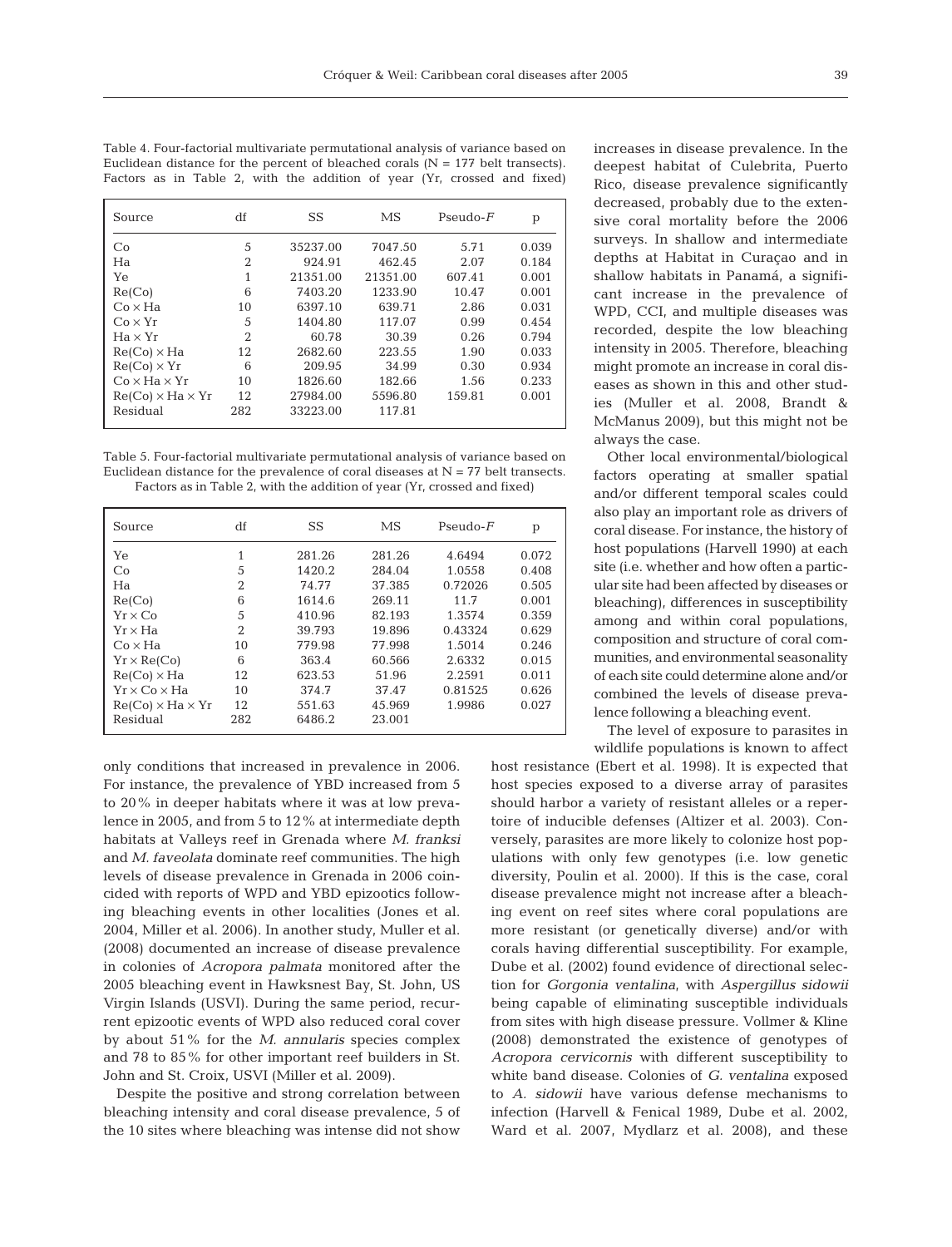Table 4. Four-factorial multivariate permutational analysis of variance based on Euclidean distance for the percent of bleached corals (N = 177 belt transects). Factors as in Table 2, with the addition of year (Yr, crossed and fixed)

| Source | df | SS | MS | Pseudo-*F* | p |
|---|---|---|---|---|---|
| Co | 5 | 35237.00 | 7047.50 | 5.71 | 0.039 |
| Ha | 2 | 924.91 | 462.45 | 2.07 | 0.184 |
| Ye | 1 | 21351.00 | 21351.00 | 607.41 | 0.001 |
| Re(Co) | 6 | 7403.20 | 1233.90 | 10.47 | 0.001 |
| Co × Ha | 10 | 6397.10 | 639.71 | 2.86 | 0.031 |
| Co × Yr | 5 | 1404.80 | 117.07 | 0.99 | 0.454 |
| Ha × Yr | 2 | 60.78 | 30.39 | 0.26 | 0.794 |
| Re(Co) × Ha | 12 | 2682.60 | 223.55 | 1.90 | 0.033 |
| Re(Co) × Yr | 6 | 209.95 | 34.99 | 0.30 | 0.934 |
| Co × Ha × Yr | 10 | 1826.60 | 182.66 | 1.56 | 0.233 |
| Re(Co) × Ha × Yr | 12 | 27984.00 | 5596.80 | 159.81 | 0.001 |
| Residual | 282 | 33223.00 | 117.81 | | |

Table 5. Four-factorial multivariate permutational analysis of variance based on Euclidean distance for the prevalence of coral diseases at N = 77 belt transects. Factors as in Table 2, with the addition of year (Yr, crossed and fixed)

| Source | df | SS | MS | Pseudo-*F* | p |
|---|---|---|---|---|---|
| Ye | 1 | 281.26 | 281.26 | 4.6494 | 0.072 |
| Co | 5 | 1420.2 | 284.04 | 1.0558 | 0.408 |
| Ha | 2 | 74.77 | 37.385 | 0.72026 | 0.505 |
| Re(Co) | 6 | 1614.6 | 269.11 | 11.7 | 0.001 |
| Yr × Co | 5 | 410.96 | 82.193 | 1.3574 | 0.359 |
| Yr × Ha | 2 | 39.793 | 19.896 | 0.43324 | 0.629 |
| Co × Ha | 10 | 779.98 | 77.998 | 1.5014 | 0.246 |
| Yr × Re(Co) | 6 | 363.4 | 60.566 | 2.6332 | 0.015 |
| Re(Co) × Ha | 12 | 623.53 | 51.96 | 2.2591 | 0.011 |
| Yr × Co × Ha | 10 | 374.7 | 37.47 | 0.81525 | 0.626 |
| Re(Co) × Ha × Yr | 12 | 551.63 | 45.969 | 1.9986 | 0.027 |
| Residual | 282 | 6486.2 | 23.001 | | |

only conditions that increased in prevalence in 2006. For instance, the prevalence of YBD increased from 5 to 20% in deeper habitats where it was at low prevalence in 2005, and from 5 to 12% at intermediate depth habitats at Valleys reef in Grenada where *M. franksi* and *M. faveolata* dominate reef communities. The high levels of disease prevalence in Grenada in 2006 coincided with reports of WPD and YBD epizootics following bleaching events in other localities (Jones et al. 2004, Miller et al. 2006). In another study, Muller et al. (2008) documented an increase of disease prevalence in colonies of *Acropora palmata* monitored after the 2005 bleaching event in Hawksnest Bay, St. John, US Virgin Islands (USVI). During the same period, recurrent epizootic events of WPD also reduced coral cover by about 51% for the *M. annularis* species complex and 78 to 85% for other important reef builders in St. John and St. Croix, USVI (Miller et al. 2009).

Despite the positive and strong correlation between bleaching intensity and coral disease prevalence, 5 of the 10 sites where bleaching was intense did not show increases in disease prevalence. In the deepest habitat of Culebrita, Puerto Rico, disease prevalence significantly decreased, probably due to the extensive coral mortality before the 2006 surveys. In shallow and intermediate depths at Habitat in Curaçao and in shallow habitats in Panamá, a significant increase in the prevalence of WPD, CCI, and multiple diseases was recorded, despite the low bleaching intensity in 2005. Therefore, bleaching might promote an increase in coral diseases as shown in this and other studies (Muller et al. 2008, Brandt & McManus 2009), but this might not be always the case.

Other local environmental/biological factors operating at smaller spatial and/or different temporal scales could also play an important role as drivers of coral disease. For instance, the history of host populations (Harvell 1990) at each site (i.e. whether and how often a particular site had been affected by diseases or bleaching), differences in susceptibility among and within coral populations, composition and structure of coral communities, and environmental seasonality of each site could determine alone and/or combined the levels of disease prevalence following a bleaching event.

The level of exposure to parasites in wildlife populations is known to affect host resistance (Ebert et al. 1998). It is expected that host species exposed to a diverse array of parasites should harbor a variety of resistant alleles or a repertoire of inducible defenses (Altizer et al. 2003). Conversely, parasites are more likely to colonize host populations with only few genotypes (i.e. low genetic diversity, Poulin et al. 2000). If this is the case, coral disease prevalence might not increase after a bleaching event on reef sites where coral populations are more resistant (or genetically diverse) and/or with corals having differential susceptibility. For example, Dube et al. (2002) found evidence of directional selection for *Gorgonia ventalina*, with *Aspergillus sidowii* being capable of eliminating susceptible individuals from sites with high disease pressure. Vollmer & Kline (2008) demonstrated the existence of genotypes of *Acropora cervicornis* with different susceptibility to white band disease. Colonies of *G. ventalina* exposed to *A. sidowii* have various defense mechanisms to infection (Harvell & Fenical 1989, Dube et al. 2002, Ward et al. 2007, Mydlarz et al. 2008), and these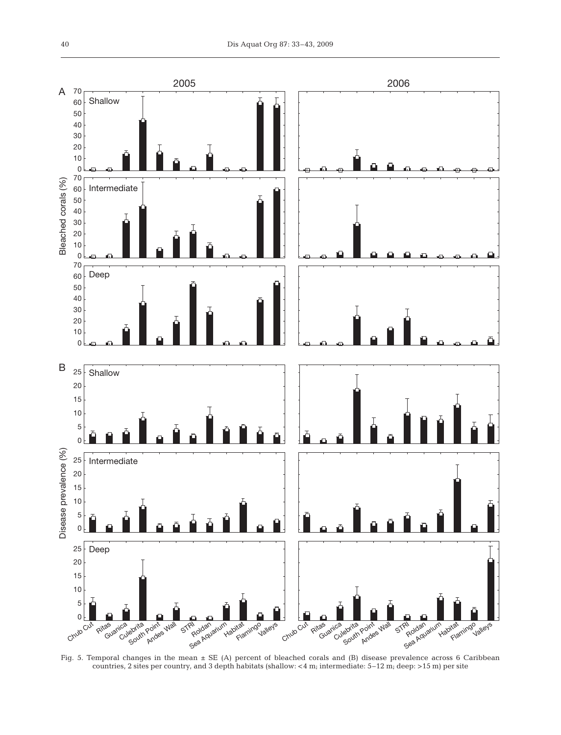Fig. 5. Temporal changes in the mean ± SE (A) percent of bleached corals and (B) disease prevalence across 6 Caribbean countries, 2 sites per country, and 3 depth habitats (shallow: <4 m; intermediate: 5–12 m; deep: >15 m) per site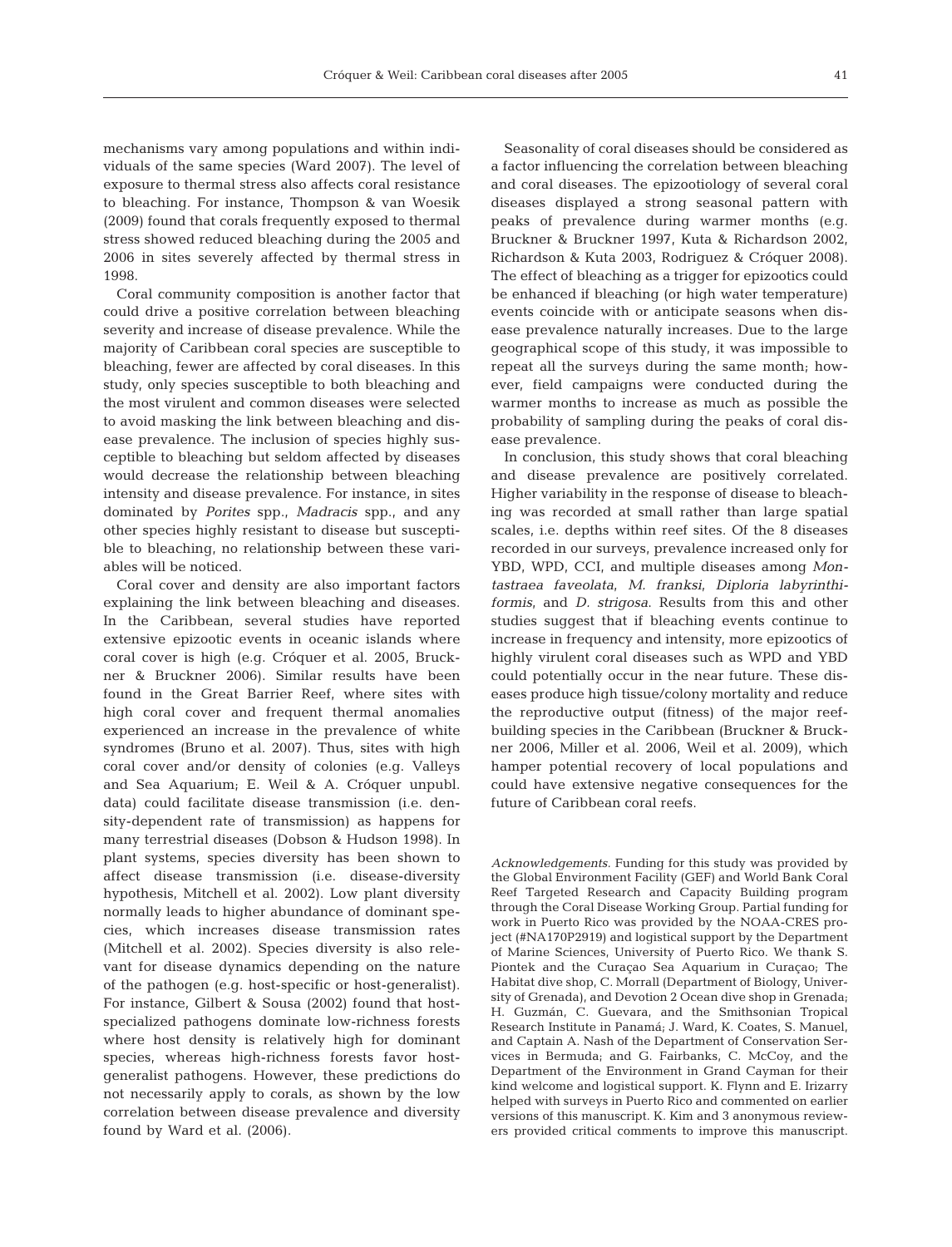mechanisms vary among populations and within individuals of the same species (Ward 2007). The level of exposure to thermal stress also affects coral resistance to bleaching. For instance, Thompson & van Woesik (2009) found that corals frequently exposed to thermal stress showed reduced bleaching during the 2005 and 2006 in sites severely affected by thermal stress in 1998.

Coral community composition is another factor that could drive a positive correlation between bleaching severity and increase of disease prevalence. While the majority of Caribbean coral species are susceptible to bleaching, fewer are affected by coral diseases. In this study, only species susceptible to both bleaching and the most virulent and common diseases were selected to avoid masking the link between bleaching and disease prevalence. The inclusion of species highly susceptible to bleaching but seldom affected by diseases would decrease the relationship between bleaching intensity and disease prevalence. For instance, in sites dominated by *Porites* spp., *Madracis* spp., and any other species highly resistant to disease but susceptible to bleaching, no relationship between these variables will be noticed.

Coral cover and density are also important factors explaining the link between bleaching and diseases. In the Caribbean, several studies have reported extensive epizootic events in oceanic islands where coral cover is high (e.g. Cróquer et al. 2005, Bruckner & Bruckner 2006). Similar results have been found in the Great Barrier Reef, where sites with high coral cover and frequent thermal anomalies experienced an increase in the prevalence of white syndromes (Bruno et al. 2007). Thus, sites with high coral cover and/or density of colonies (e.g. Valleys and Sea Aquarium; E. Weil & A. Cróquer unpubl. data) could facilitate disease transmission (i.e. density-dependent rate of transmission) as happens for many terrestrial diseases (Dobson & Hudson 1998). In plant systems, species diversity has been shown to affect disease transmission (i.e. disease-diversity hypothesis, Mitchell et al. 2002). Low plant diversity normally leads to higher abundance of dominant species, which increases disease transmission rates (Mitchell et al. 2002). Species diversity is also relevant for disease dynamics depending on the nature of the pathogen (e.g. host-specific or host-generalist). For instance, Gilbert & Sousa (2002) found that host-specialized pathogens dominate low-richness forests where host density is relatively high for dominant species, whereas high-richness forests favor host-generalist pathogens. However, these predictions do not necessarily apply to corals, as shown by the low correlation between disease prevalence and diversity found by Ward et al. (2006).

Seasonality of coral diseases should be considered as a factor influencing the correlation between bleaching and coral diseases. The epizootiology of several coral diseases displayed a strong seasonal pattern with peaks of prevalence during warmer months (e.g. Bruckner & Bruckner 1997, Kuta & Richardson 2002, Richardson & Kuta 2003, Rodriguez & Cróquer 2008). The effect of bleaching as a trigger for epizootics could be enhanced if bleaching (or high water temperature) events coincide with or anticipate seasons when disease prevalence naturally increases. Due to the large geographical scope of this study, it was impossible to repeat all the surveys during the same month; however, field campaigns were conducted during the warmer months to increase as much as possible the probability of sampling during the peaks of coral disease prevalence.

In conclusion, this study shows that coral bleaching and disease prevalence are positively correlated. Higher variability in the response of disease to bleaching was recorded at small rather than large spatial scales, i.e. depths within reef sites. Of the 8 diseases recorded in our surveys, prevalence increased only for YBD, WPD, CCI, and multiple diseases among *Montastraea faveolata*, *M. franksi*, *Diploria labyrinthiformis*, and *D. strigosa*. Results from this and other studies suggest that if bleaching events continue to increase in frequency and intensity, more epizootics of highly virulent coral diseases such as WPD and YBD could potentially occur in the near future. These diseases produce high tissue/colony mortality and reduce the reproductive output (fitness) of the major reef-building species in the Caribbean (Bruckner & Bruckner 2006, Miller et al. 2006, Weil et al. 2009), which hamper potential recovery of local populations and could have extensive negative consequences for the future of Caribbean coral reefs.

*Acknowledgements.* Funding for this study was provided by the Global Environment Facility (GEF) and World Bank Coral Reef Targeted Research and Capacity Building program through the Coral Disease Working Group. Partial funding for work in Puerto Rico was provided by the NOAA-CRES project (#NA170P2919) and logistical support by the Department of Marine Sciences, University of Puerto Rico. We thank S. Piontek and the Curaçao Sea Aquarium in Curaçao; The Habitat dive shop, C. Morrall (Department of Biology, University of Grenada), and Devotion 2 Ocean dive shop in Grenada; H. Guzmán, C. Guevara, and the Smithsonian Tropical Research Institute in Panamá; J. Ward, K. Coates, S. Manuel, and Captain A. Nash of the Department of Conservation Services in Bermuda; and G. Fairbanks, C. McCoy, and the Department of the Environment in Grand Cayman for their kind welcome and logistical support. K. Flynn and E. Irizarry helped with surveys in Puerto Rico and commented on earlier versions of this manuscript. K. Kim and 3 anonymous reviewers provided critical comments to improve this manuscript.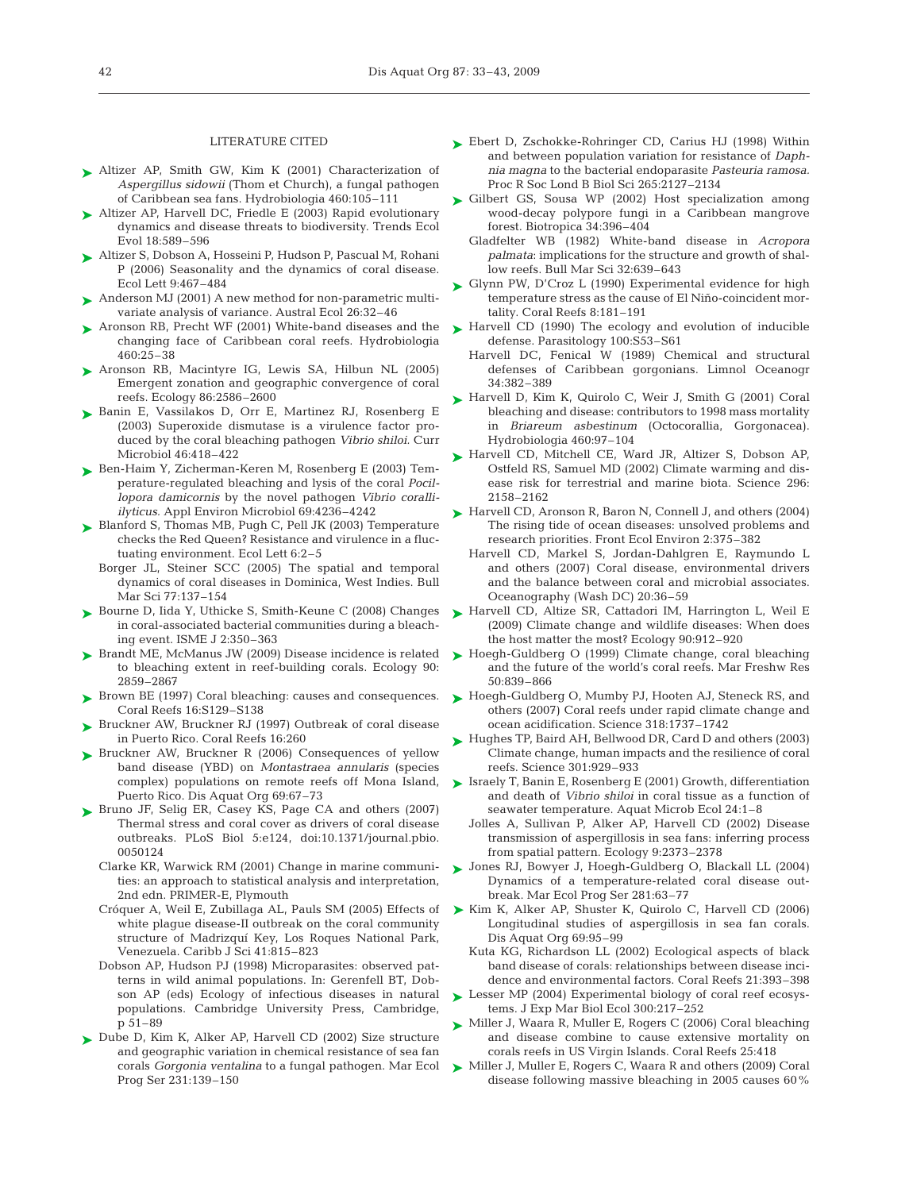LITERATURE CITED

- Altizer AP, Smith GW, Kim K (2001) Characterization of *Aspergillus sidowii* (Thom et Church), a fungal pathogen of Caribbean sea fans. Hydrobiologia 460:105–111
- Altizer AP, Harvell DC, Friedle E (2003) Rapid evolutionary dynamics and disease threats to biodiversity. Trends Ecol Evol 18:589–596
- Altizer S, Dobson A, Hosseini P, Hudson P, Pascual M, Rohani P (2006) Seasonality and the dynamics of coral disease. Ecol Lett 9:467–484
- Anderson MJ (2001) A new method for non-parametric multivariate analysis of variance. Austral Ecol 26:32–46
- Aronson RB, Precht WF (2001) White-band diseases and the changing face of Caribbean coral reefs. Hydrobiologia 460:25–38
- Aronson RB, Macintyre IG, Lewis SA, Hilbun NL (2005) Emergent zonation and geographic convergence of coral reefs. Ecology 86:2586–2600
- Banin E, Vassilakos D, Orr E, Martinez RJ, Rosenberg E (2003) Superoxide dismutase is a virulence factor produced by the coral bleaching pathogen *Vibrio shiloi*. Curr Microbiol 46:418–422
- Ben-Haim Y, Zicherman-Keren M, Rosenberg E (2003) Temperature-regulated bleaching and lysis of the coral *Pocillopora damicornis* by the novel pathogen *Vibrio coralliilyticus*. Appl Environ Microbiol 69:4236–4242
- Blanford S, Thomas MB, Pugh C, Pell JK (2003) Temperature checks the Red Queen? Resistance and virulence in a fluctuating environment. Ecol Lett 6:2–5
- Borger JL, Steiner SCC (2005) The spatial and temporal dynamics of coral diseases in Dominica, West Indies. Bull Mar Sci 77:137–154
- Bourne D, Iida Y, Uthicke S, Smith-Keune C (2008) Changes in coral-associated bacterial communities during a bleaching event. ISME J 2:350–363
- Brandt ME, McManus JW (2009) Disease incidence is related to bleaching extent in reef-building corals. Ecology 90: 2859–2867
- Brown BE (1997) Coral bleaching: causes and consequences. Coral Reefs 16:S129–S138
- Bruckner AW, Bruckner RJ (1997) Outbreak of coral disease in Puerto Rico. Coral Reefs 16:260
- Bruckner AW, Bruckner R (2006) Consequences of yellow band disease (YBD) on *Montastraea annularis* (species complex) populations on remote reefs off Mona Island, Puerto Rico. Dis Aquat Org 69:67–73
- Bruno JF, Selig ER, Casey KS, Page CA and others (2007) Thermal stress and coral cover as drivers of coral disease outbreaks. PLoS Biol 5:e124, doi:10.1371/journal.pbio.0050124
- Clarke KR, Warwick RM (2001) Change in marine communities: an approach to statistical analysis and interpretation, 2nd edn. PRIMER-E, Plymouth
- Cróquer A, Weil E, Zubillaga AL, Pauls SM (2005) Effects of white plague disease-II outbreak on the coral community structure of Madrizquí Key, Los Roques National Park, Venezuela. Caribb J Sci 41:815–823
- Dobson AP, Hudson PJ (1998) Microparasites: observed patterns in wild animal populations. In: Gerenfell BT, Dobson AP (eds) Ecology of infectious diseases in natural populations. Cambridge University Press, Cambridge, p 51–89
- Dube D, Kim K, Alker AP, Harvell CD (2002) Size structure and geographic variation in chemical resistance of sea fan corals *Gorgonia ventalina* to a fungal pathogen. Mar Ecol Prog Ser 231:139–150
- Ebert D, Zschokke-Rohringer CD, Carius HJ (1998) Within and between population variation for resistance of *Daphnia magna* to the bacterial endoparasite *Pasteuria ramosa*. Proc R Soc Lond B Biol Sci 265:2127–2134
- Gilbert GS, Sousa WP (2002) Host specialization among wood-decay polypore fungi in a Caribbean mangrove forest. Biotropica 34:396–404
- Gladfelter WB (1982) White-band disease in *Acropora palmata*: implications for the structure and growth of shallow reefs. Bull Mar Sci 32:639–643
- Glynn PW, D'Croz L (1990) Experimental evidence for high temperature stress as the cause of El Niño-coincident mortality. Coral Reefs 8:181–191
- Harvell CD (1990) The ecology and evolution of inducible defense. Parasitology 100:S53–S61
- Harvell DC, Fenical W (1989) Chemical and structural defenses of Caribbean gorgonians. Limnol Oceanogr 34:382–389
- Harvell D, Kim K, Quirolo C, Weir J, Smith G (2001) Coral bleaching and disease: contributors to 1998 mass mortality in *Briareum asbestinum* (Octocorallia, Gorgonacea). Hydrobiologia 460:97–104
- Harvell CD, Mitchell CE, Ward JR, Altizer S, Dobson AP, Ostfeld RS, Samuel MD (2002) Climate warming and disease risk for terrestrial and marine biota. Science 296: 2158–2162
- Harvell CD, Aronson R, Baron N, Connell J, and others (2004) The rising tide of ocean diseases: unsolved problems and research priorities. Front Ecol Environ 2:375–382
- Harvell CD, Markel S, Jordan-Dahlgren E, Raymundo L and others (2007) Coral disease, environmental drivers and the balance between coral and microbial associates. Oceanography (Wash DC) 20:36–59
- Harvell CD, Altize SR, Cattadori IM, Harrington L, Weil E (2009) Climate change and wildlife diseases: When does the host matter the most? Ecology 90:912–920
- Hoegh-Guldberg O (1999) Climate change, coral bleaching and the future of the world's coral reefs. Mar Freshw Res 50:839–866
- Hoegh-Guldberg O, Mumby PJ, Hooten AJ, Steneck RS, and others (2007) Coral reefs under rapid climate change and ocean acidification. Science 318:1737–1742
- Hughes TP, Baird AH, Bellwood DR, Card D and others (2003) Climate change, human impacts and the resilience of coral reefs. Science 301:929–933
- Israely T, Banin E, Rosenberg E (2001) Growth, differentiation and death of *Vibrio shiloi* in coral tissue as a function of seawater temperature. Aquat Microb Ecol 24:1–8
- Jolles A, Sullivan P, Alker AP, Harvell CD (2002) Disease transmission of aspergillosis in sea fans: inferring process from spatial pattern. Ecology 9:2373–2378
- Jones RJ, Bowyer J, Hoegh-Guldberg O, Blackall LL (2004) Dynamics of a temperature-related coral disease outbreak. Mar Ecol Prog Ser 281:63–77
- Kim K, Alker AP, Shuster K, Quirolo C, Harvell CD (2006) Longitudinal studies of aspergillosis in sea fan corals. Dis Aquat Org 69:95–99
- Kuta KG, Richardson LL (2002) Ecological aspects of black band disease of corals: relationships between disease incidence and environmental factors. Coral Reefs 21:393–398
- Lesser MP (2004) Experimental biology of coral reef ecosystems. J Exp Mar Biol Ecol 300:217–252
- Miller J, Waara R, Muller E, Rogers C (2006) Coral bleaching and disease combine to cause extensive mortality on corals reefs in US Virgin Islands. Coral Reefs 25:418
- Miller J, Muller E, Rogers C, Waara R and others (2009) Coral disease following massive bleaching in 2005 causes 60%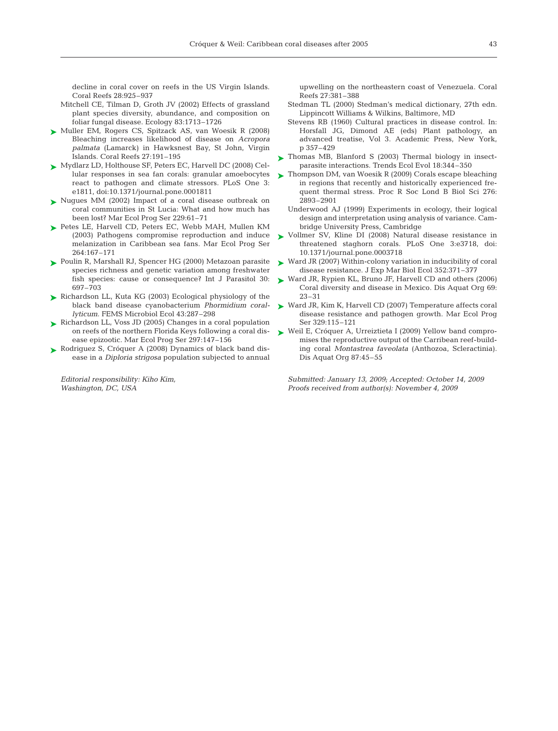decline in coral cover on reefs in the US Virgin Islands. Coral Reefs 28:925–937

Mitchell CE, Tilman D, Groth JV (2002) Effects of grassland plant species diversity, abundance, and composition on foliar fungal disease. Ecology 83:1713–1726

Muller EM, Rogers CS, Spitzack AS, van Woesik R (2008) Bleaching increases likelihood of disease on *Acropora palmata* (Lamarck) in Hawksnest Bay, St John, Virgin Islands. Coral Reefs 27:191–195

Mydlarz LD, Holthouse SF, Peters EC, Harvell DC (2008) Cellular responses in sea fan corals: granular amoebocytes react to pathogen and climate stressors. PLoS One 3: e1811, doi:10.1371/journal.pone.0001811

Nugues MM (2002) Impact of a coral disease outbreak on coral communities in St Lucia: What and how much has been lost? Mar Ecol Prog Ser 229:61–71

Petes LE, Harvell CD, Peters EC, Webb MAH, Mullen KM (2003) Pathogens compromise reproduction and induce melanization in Caribbean sea fans. Mar Ecol Prog Ser 264:167–171

Poulin R, Marshall RJ, Spencer HG (2000) Metazoan parasite species richness and genetic variation among freshwater fish species: cause or consequence? Int J Parasitol 30: 697–703

Richardson LL, Kuta KG (2003) Ecological physiology of the black band disease cyanobacterium *Phormidium corallyticum*. FEMS Microbiol Ecol 43:287–298

Richardson LL, Voss JD (2005) Changes in a coral population on reefs of the northern Florida Keys following a coral disease epizootic. Mar Ecol Prog Ser 297:147–156

Rodriguez S, Cróquer A (2008) Dynamics of black band disease in a *Diploria strigosa* population subjected to annual upwelling on the northeastern coast of Venezuela. Coral Reefs 27:381–388

Stedman TL (2000) Stedman's medical dictionary, 27th edn. Lippincott Williams & Wilkins, Baltimore, MD

Stevens RB (1960) Cultural practices in disease control. In: Horsfall JG, Dimond AE (eds) Plant pathology, an advanced treatise, Vol 3. Academic Press, New York, p 357–429

Thomas MB, Blanford S (2003) Thermal biology in insect-parasite interactions. Trends Ecol Evol 18:344–350

Thompson DM, van Woesik R (2009) Corals escape bleaching in regions that recently and historically experienced frequent thermal stress. Proc R Soc Lond B Biol Sci 276: 2893–2901

Underwood AJ (1999) Experiments in ecology, their logical design and interpretation using analysis of variance. Cambridge University Press, Cambridge

Vollmer SV, Kline DI (2008) Natural disease resistance in threatened staghorn corals. PLoS One 3:e3718, doi: 10.1371/journal.pone.0003718

Ward JR (2007) Within-colony variation in inducibility of coral disease resistance. J Exp Mar Biol Ecol 352:371–377

Ward JR, Rypien KL, Bruno JF, Harvell CD and others (2006) Coral diversity and disease in Mexico. Dis Aquat Org 69: 23–31

Ward JR, Kim K, Harvell CD (2007) Temperature affects coral disease resistance and pathogen growth. Mar Ecol Prog Ser 329:115–121

Weil E, Cróquer A, Urreiztieta I (2009) Yellow band compromises the reproductive output of the Carribean reef-building coral *Montastrea faveolata* (Anthozoa, Scleractinia). Dis Aquat Org 87:45–55

*Editorial responsibility: Kiho Kim, Washington, DC, USA*

*Submitted: January 13, 2009; Accepted: October 14, 2009*
*Proofs received from author(s): November 4, 2009*